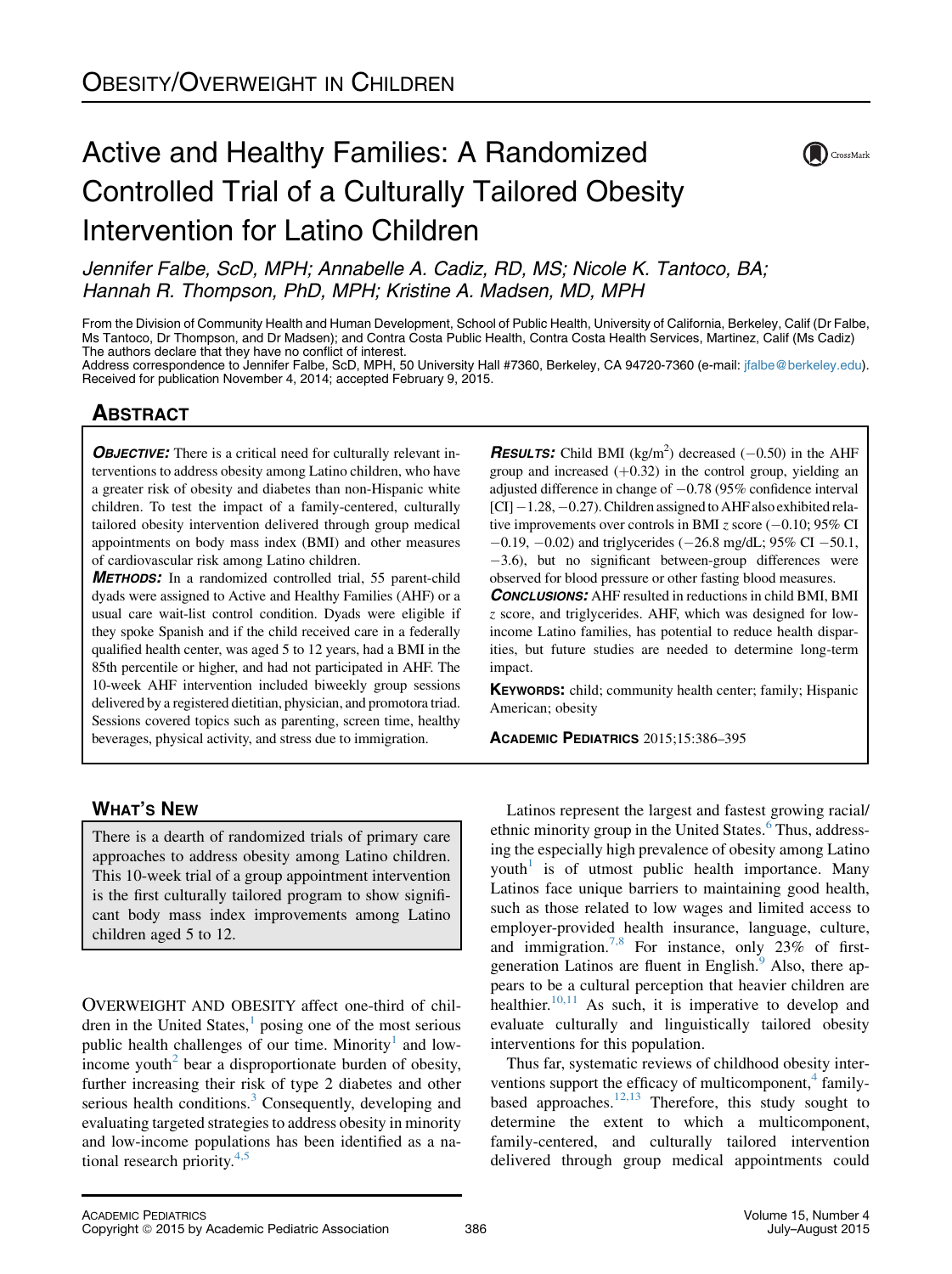Obesity/Overweight in Children

# Active and Healthy Families: A Randomized Controlled Trial of a Culturally Tailored Obesity Intervention for Latino Children

*Jennifer Falbe, ScD, MPH; Annabelle A. Cadiz, RD, MS; Nicole K. Tantoco, BA; Hannah R. Thompson, PhD, MPH; Kristine A. Madsen, MD, MPH*

From the Division of Community Health and Human Development, School of Public Health, University of California, Berkeley, Calif (Dr Falbe, Ms Tantoco, Dr Thompson, and Dr Madsen); and Contra Costa Public Health, Contra Costa Health Services, Martinez, Calif (Ms Cadiz)
The authors declare that they have no conflict of interest.
Address correspondence to Jennifer Falbe, ScD, MPH, 50 University Hall #7360, Berkeley, CA 94720-7360 (e-mail: jfalbe@berkeley.edu).
Received for publication November 4, 2014; accepted February 9, 2015.

## Abstract

**Objective:** There is a critical need for culturally relevant interventions to address obesity among Latino children, who have a greater risk of obesity and diabetes than non-Hispanic white children. To test the impact of a family-centered, culturally tailored obesity intervention delivered through group medical appointments on body mass index (BMI) and other measures of cardiovascular risk among Latino children.

**Methods:** In a randomized controlled trial, 55 parent-child dyads were assigned to Active and Healthy Families (AHF) or a usual care wait-list control condition. Dyads were eligible if they spoke Spanish and if the child received care in a federally qualified health center, was aged 5 to 12 years, had a BMI in the 85th percentile or higher, and had not participated in AHF. The 10-week AHF intervention included biweekly group sessions delivered by a registered dietitian, physician, and promotora triad. Sessions covered topics such as parenting, screen time, healthy beverages, physical activity, and stress due to immigration.

**Results:** Child BMI ($kg/m^2$) decreased ($-0.50$) in the AHF group and increased ($+0.32$) in the control group, yielding an adjusted difference in change of $-0.78$ (95% confidence interval [CI] $-1.28$, $-0.27$). Children assigned to AHF also exhibited relative improvements over controls in BMI $z$ score ($-0.10$; 95% CI $-0.19$, $-0.02$) and triglycerides ($-26.8$ mg/dL; 95% CI $-50.1$, $-3.6$), but no significant between-group differences were observed for blood pressure or other fasting blood measures.

**Conclusions:** AHF resulted in reductions in child BMI, BMI $z$ score, and triglycerides. AHF, which was designed for low-income Latino families, has potential to reduce health disparities, but future studies are needed to determine long-term impact.

**Keywords:** child; community health center; family; Hispanic American; obesity

Academic Pediatrics 2015;15:386–395

## What's New

There is a dearth of randomized trials of primary care approaches to address obesity among Latino children. This 10-week trial of a group appointment intervention is the first culturally tailored program to show significant body mass index improvements among Latino children aged 5 to 12.

Overweight and obesity affect one-third of children in the United States,[1] posing one of the most serious public health challenges of our time. Minority[1] and low-income youth[2] bear a disproportionate burden of obesity, further increasing their risk of type 2 diabetes and other serious health conditions.[3] Consequently, developing and evaluating targeted strategies to address obesity in minority and low-income populations has been identified as a national research priority.[4,5]

Latinos represent the largest and fastest growing racial/ethnic minority group in the United States.[6] Thus, addressing the especially high prevalence of obesity among Latino youth[1] is of utmost public health importance. Many Latinos face unique barriers to maintaining good health, such as those related to low wages and limited access to employer-provided health insurance, language, culture, and immigration.[7,8] For instance, only 23% of first-generation Latinos are fluent in English.[9] Also, there appears to be a cultural perception that heavier children are healthier.[10,11] As such, it is imperative to develop and evaluate culturally and linguistically tailored obesity interventions for this population.

Thus far, systematic reviews of childhood obesity interventions support the efficacy of multicomponent,[4] family-based approaches.[12,13] Therefore, this study sought to determine the extent to which a multicomponent, family-centered, and culturally tailored intervention delivered through group medical appointments could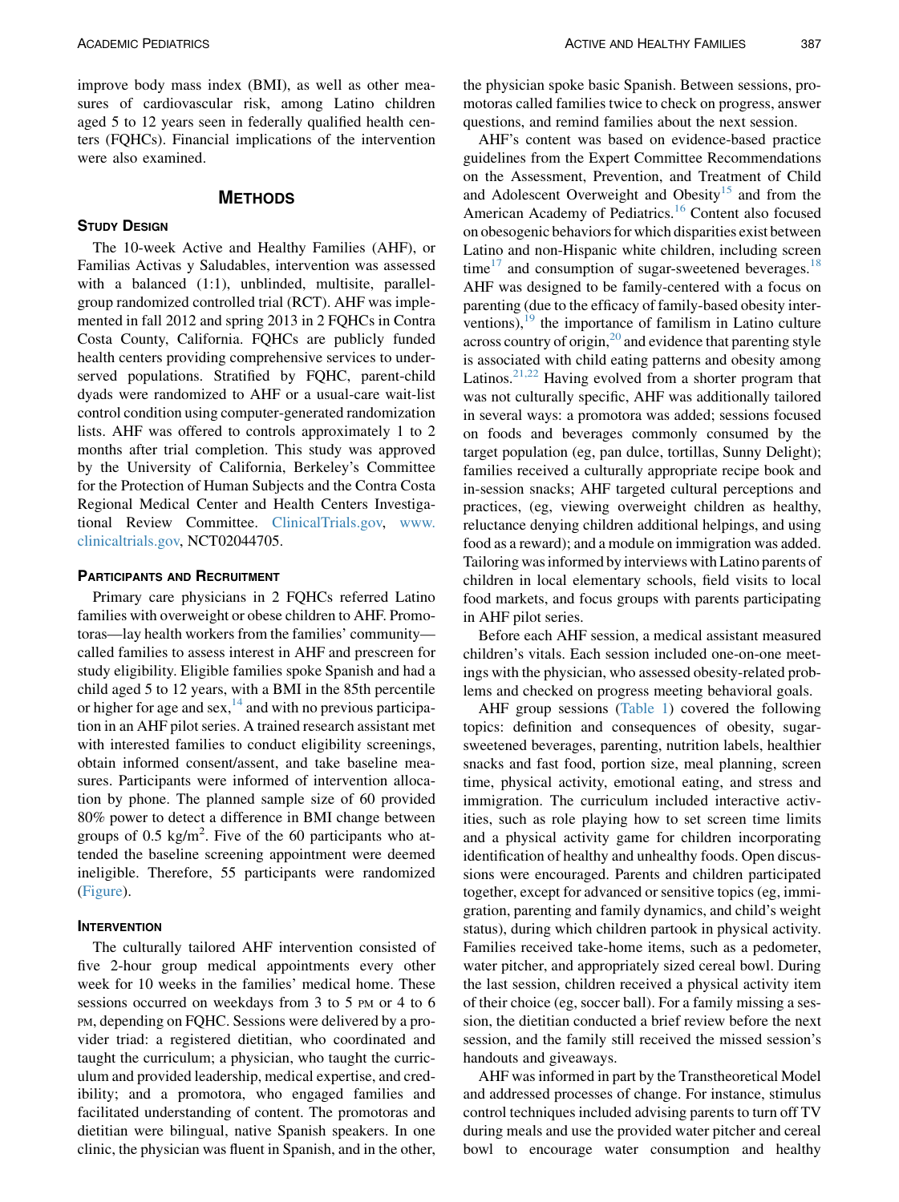improve body mass index (BMI), as well as other measures of cardiovascular risk, among Latino children aged 5 to 12 years seen in federally qualified health centers (FQHCs). Financial implications of the intervention were also examined.

## Methods

### Study Design

The 10-week Active and Healthy Families (AHF), or Familias Activas y Saludables, intervention was assessed with a balanced (1:1), unblinded, multisite, parallel-group randomized controlled trial (RCT). AHF was implemented in fall 2012 and spring 2013 in 2 FQHCs in Contra Costa County, California. FQHCs are publicly funded health centers providing comprehensive services to underserved populations. Stratified by FQHC, parent-child dyads were randomized to AHF or a usual-care wait-list control condition using computer-generated randomization lists. AHF was offered to controls approximately 1 to 2 months after trial completion. This study was approved by the University of California, Berkeley's Committee for the Protection of Human Subjects and the Contra Costa Regional Medical Center and Health Centers Investigational Review Committee. ClinicalTrials.gov, www.clinicaltrials.gov, NCT02044705.

### Participants and Recruitment

Primary care physicians in 2 FQHCs referred Latino families with overweight or obese children to AHF. Promotoras—lay health workers from the families' community—called families to assess interest in AHF and prescreen for study eligibility. Eligible families spoke Spanish and had a child aged 5 to 12 years, with a BMI in the 85th percentile or higher for age and sex,[14] and with no previous participation in an AHF pilot series. A trained research assistant met with interested families to conduct eligibility screenings, obtain informed consent/assent, and take baseline measures. Participants were informed of intervention allocation by phone. The planned sample size of 60 provided 80% power to detect a difference in BMI change between groups of 0.5 kg/m$^2$. Five of the 60 participants who attended the baseline screening appointment were deemed ineligible. Therefore, 55 participants were randomized (Figure).

### Intervention

The culturally tailored AHF intervention consisted of five 2-hour group medical appointments every other week for 10 weeks in the families' medical home. These sessions occurred on weekdays from 3 to 5 PM or 4 to 6 PM, depending on FQHC. Sessions were delivered by a provider triad: a registered dietitian, who coordinated and taught the curriculum; a physician, who taught the curriculum and provided leadership, medical expertise, and credibility; and a promotora, who engaged families and facilitated understanding of content. The promotoras and dietitian were bilingual, native Spanish speakers. In one clinic, the physician was fluent in Spanish, and in the other, the physician spoke basic Spanish. Between sessions, promotoras called families twice to check on progress, answer questions, and remind families about the next session.

AHF's content was based on evidence-based practice guidelines from the Expert Committee Recommendations on the Assessment, Prevention, and Treatment of Child and Adolescent Overweight and Obesity[15] and from the American Academy of Pediatrics.[16] Content also focused on obesogenic behaviors for which disparities exist between Latino and non-Hispanic white children, including screen time[17] and consumption of sugar-sweetened beverages.[18] AHF was designed to be family-centered with a focus on parenting (due to the efficacy of family-based obesity interventions),[19] the importance of familism in Latino culture across country of origin,[20] and evidence that parenting style is associated with child eating patterns and obesity among Latinos.[21,22] Having evolved from a shorter program that was not culturally specific, AHF was additionally tailored in several ways: a promotora was added; sessions focused on foods and beverages commonly consumed by the target population (eg, pan dulce, tortillas, Sunny Delight); families received a culturally appropriate recipe book and in-session snacks; AHF targeted cultural perceptions and practices, (eg, viewing overweight children as healthy, reluctance denying children additional helpings, and using food as a reward); and a module on immigration was added. Tailoring was informed by interviews with Latino parents of children in local elementary schools, field visits to local food markets, and focus groups with parents participating in AHF pilot series.

Before each AHF session, a medical assistant measured children's vitals. Each session included one-on-one meetings with the physician, who assessed obesity-related problems and checked on progress meeting behavioral goals.

AHF group sessions (Table 1) covered the following topics: definition and consequences of obesity, sugar-sweetened beverages, parenting, nutrition labels, healthier snacks and fast food, portion size, meal planning, screen time, physical activity, emotional eating, and stress and immigration. The curriculum included interactive activities, such as role playing how to set screen time limits and a physical activity game for children incorporating identification of healthy and unhealthy foods. Open discussions were encouraged. Parents and children participated together, except for advanced or sensitive topics (eg, immigration, parenting and family dynamics, and child's weight status), during which children partook in physical activity. Families received take-home items, such as a pedometer, water pitcher, and appropriately sized cereal bowl. During the last session, children received a physical activity item of their choice (eg, soccer ball). For a family missing a session, the dietitian conducted a brief review before the next session, and the family still received the missed session's handouts and giveaways.

AHF was informed in part by the Transtheoretical Model and addressed processes of change. For instance, stimulus control techniques included advising parents to turn off TV during meals and use the provided water pitcher and cereal bowl to encourage water consumption and healthy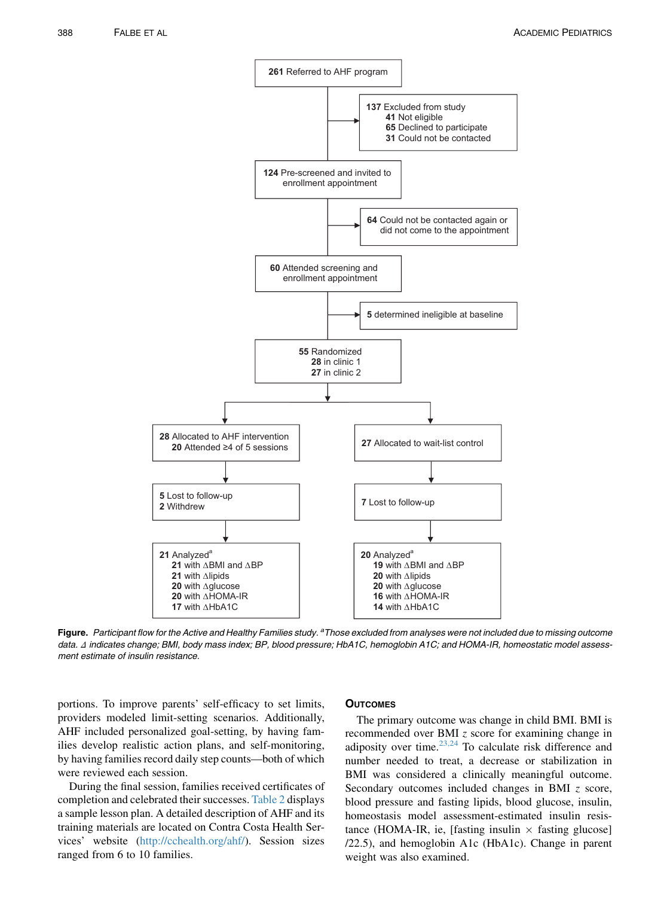261 Referred to AHF program

137 Excluded from study
- 41 Not eligible
- 65 Declined to participate
- 31 Could not be contacted

124 Pre-screened and invited to enrollment appointment

64 Could not be contacted again or did not come to the appointment

60 Attended screening and enrollment appointment

5 determined ineligible at baseline

55 Randomized
- 28 in clinic 1
- 27 in clinic 2

28 Allocated to AHF intervention
- 20 Attended ≥4 of 5 sessions

27 Allocated to wait-list control

5 Lost to follow-up
2 Withdrew

7 Lost to follow-up

21 Analyzed[a]
- 21 with ΔBMI and ΔBP
- 21 with Δlipids
- 20 with Δglucose
- 20 with ΔHOMA-IR
- 17 with ΔHbA1C

20 Analyzed[a]
- 19 with ΔBMI and ΔBP
- 20 with Δlipids
- 20 with Δglucose
- 16 with ΔHOMA-IR
- 14 with ΔHbA1C

**Figure.** *Participant flow for the Active and Healthy Families study. [a]Those excluded from analyses were not included due to missing outcome data. Δ indicates change; BMI, body mass index; BP, blood pressure; HbA1C, hemoglobin A1C; and HOMA-IR, homeostatic model assessment estimate of insulin resistance.*

portions. To improve parents' self-efficacy to set limits, providers modeled limit-setting scenarios. Additionally, AHF included personalized goal-setting, by having families develop realistic action plans, and self-monitoring, by having families record daily step counts—both of which were reviewed each session.

During the final session, families received certificates of completion and celebrated their successes. Table 2 displays a sample lesson plan. A detailed description of AHF and its training materials are located on Contra Costa Health Services' website (http://cchealth.org/ahf/). Session sizes ranged from 6 to 10 families.

## Outcomes

The primary outcome was change in child BMI. BMI is recommended over BMI $z$ score for examining change in adiposity over time.[23,24] To calculate risk difference and number needed to treat, a decrease or stabilization in BMI was considered a clinically meaningful outcome. Secondary outcomes included changes in BMI $z$ score, blood pressure and fasting lipids, blood glucose, insulin, homeostasis model assessment-estimated insulin resistance (HOMA-IR, ie, [fasting insulin $\times$ fasting glucose] /22.5), and hemoglobin A1c (HbA1c). Change in parent weight was also examined.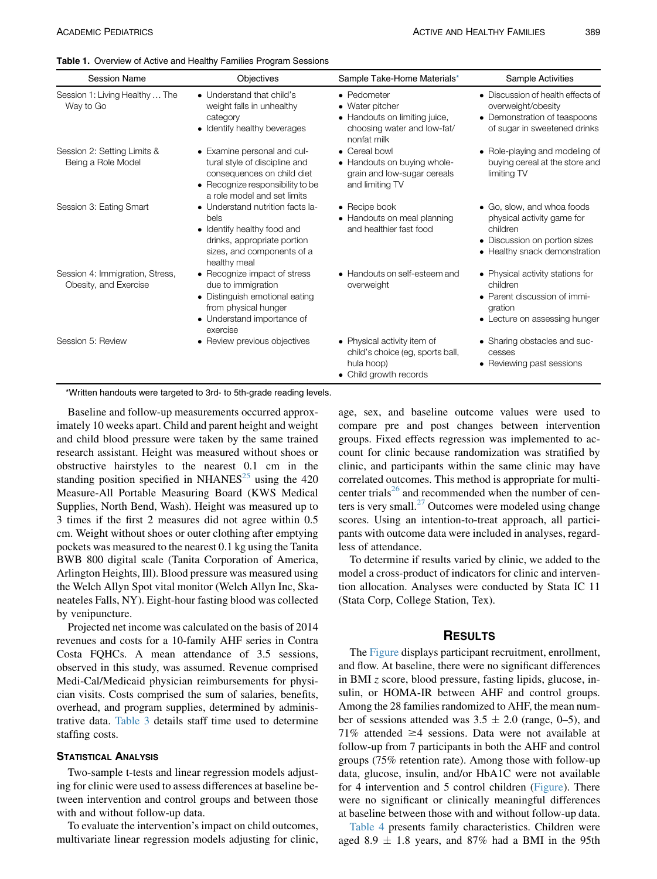**Table 1.** Overview of Active and Healthy Families Program Sessions

| Session Name | Objectives | Sample Take-Home Materials* | Sample Activities |
|---|---|---|---|
| Session 1: Living Healthy … The Way to Go | • Understand that child's weight falls in unhealthy category<br>• Identify healthy beverages | • Pedometer<br>• Water pitcher<br>• Handouts on limiting juice, choosing water and low-fat/ nonfat milk | • Discussion of health effects of overweight/obesity<br>• Demonstration of teaspoons of sugar in sweetened drinks |
| Session 2: Setting Limits & Being a Role Model | • Examine personal and cultural style of discipline and consequences on child diet<br>• Recognize responsibility to be a role model and set limits | • Cereal bowl<br>• Handouts on buying whole-grain and low-sugar cereals and limiting TV | • Role-playing and modeling of buying cereal at the store and limiting TV |
| Session 3: Eating Smart | • Understand nutrition facts labels<br>• Identify healthy food and drinks, appropriate portion sizes, and components of a healthy meal | • Recipe book<br>• Handouts on meal planning and healthier fast food | • Go, slow, and whoa foods physical activity game for children<br>• Discussion on portion sizes<br>• Healthy snack demonstration |
| Session 4: Immigration, Stress, Obesity, and Exercise | • Recognize impact of stress due to immigration<br>• Distinguish emotional eating from physical hunger<br>• Understand importance of exercise | • Handouts on self-esteem and overweight | • Physical activity stations for children<br>• Parent discussion of immigration<br>• Lecture on assessing hunger |
| Session 5: Review | • Review previous objectives | • Physical activity item of child's choice (eg, sports ball, hula hoop)<br>• Child growth records | • Sharing obstacles and successes<br>• Reviewing past sessions |

*Written handouts were targeted to 3rd- to 5th-grade reading levels.

Baseline and follow-up measurements occurred approximately 10 weeks apart. Child and parent height and weight and child blood pressure were taken by the same trained research assistant. Height was measured without shoes or obstructive hairstyles to the nearest 0.1 cm in the standing position specified in NHANES[25] using the 420 Measure-All Portable Measuring Board (KWS Medical Supplies, North Bend, Wash). Height was measured up to 3 times if the first 2 measures did not agree within 0.5 cm. Weight without shoes or outer clothing after emptying pockets was measured to the nearest 0.1 kg using the Tanita BWB 800 digital scale (Tanita Corporation of America, Arlington Heights, Ill). Blood pressure was measured using the Welch Allyn Spot vital monitor (Welch Allyn Inc, Skaneateles Falls, NY). Eight-hour fasting blood was collected by venipuncture.

Projected net income was calculated on the basis of 2014 revenues and costs for a 10-family AHF series in Contra Costa FQHCs. A mean attendance of 3.5 sessions, observed in this study, was assumed. Revenue comprised Medi-Cal/Medicaid physician reimbursements for physician visits. Costs comprised the sum of salaries, benefits, overhead, and program supplies, determined by administrative data. Table 3 details staff time used to determine staffing costs.

## Statistical Analysis

Two-sample t-tests and linear regression models adjusting for clinic were used to assess differences at baseline between intervention and control groups and between those with and without follow-up data.

To evaluate the intervention's impact on child outcomes, multivariate linear regression models adjusting for clinic, age, sex, and baseline outcome values were used to compare pre and post changes between intervention groups. Fixed effects regression was implemented to account for clinic because randomization was stratified by clinic, and participants within the same clinic may have correlated outcomes. This method is appropriate for multicenter trials[26] and recommended when the number of centers is very small.[27] Outcomes were modeled using change scores. Using an intention-to-treat approach, all participants with outcome data were included in analyses, regardless of attendance.

To determine if results varied by clinic, we added to the model a cross-product of indicators for clinic and intervention allocation. Analyses were conducted by Stata IC 11 (Stata Corp, College Station, Tex).

# Results

The Figure displays participant recruitment, enrollment, and flow. At baseline, there were no significant differences in BMI *z* score, blood pressure, fasting lipids, glucose, insulin, or HOMA-IR between AHF and control groups. Among the 28 families randomized to AHF, the mean number of sessions attended was $3.5 \pm 2.0$ (range, 0–5), and 71% attended $\geq$4 sessions. Data were not available at follow-up from 7 participants in both the AHF and control groups (75% retention rate). Among those with follow-up data, glucose, insulin, and/or HbA1C were not available for 4 intervention and 5 control children (Figure). There were no significant or clinically meaningful differences at baseline between those with and without follow-up data.

Table 4 presents family characteristics. Children were aged $8.9 \pm 1.8$ years, and 87% had a BMI in the 95th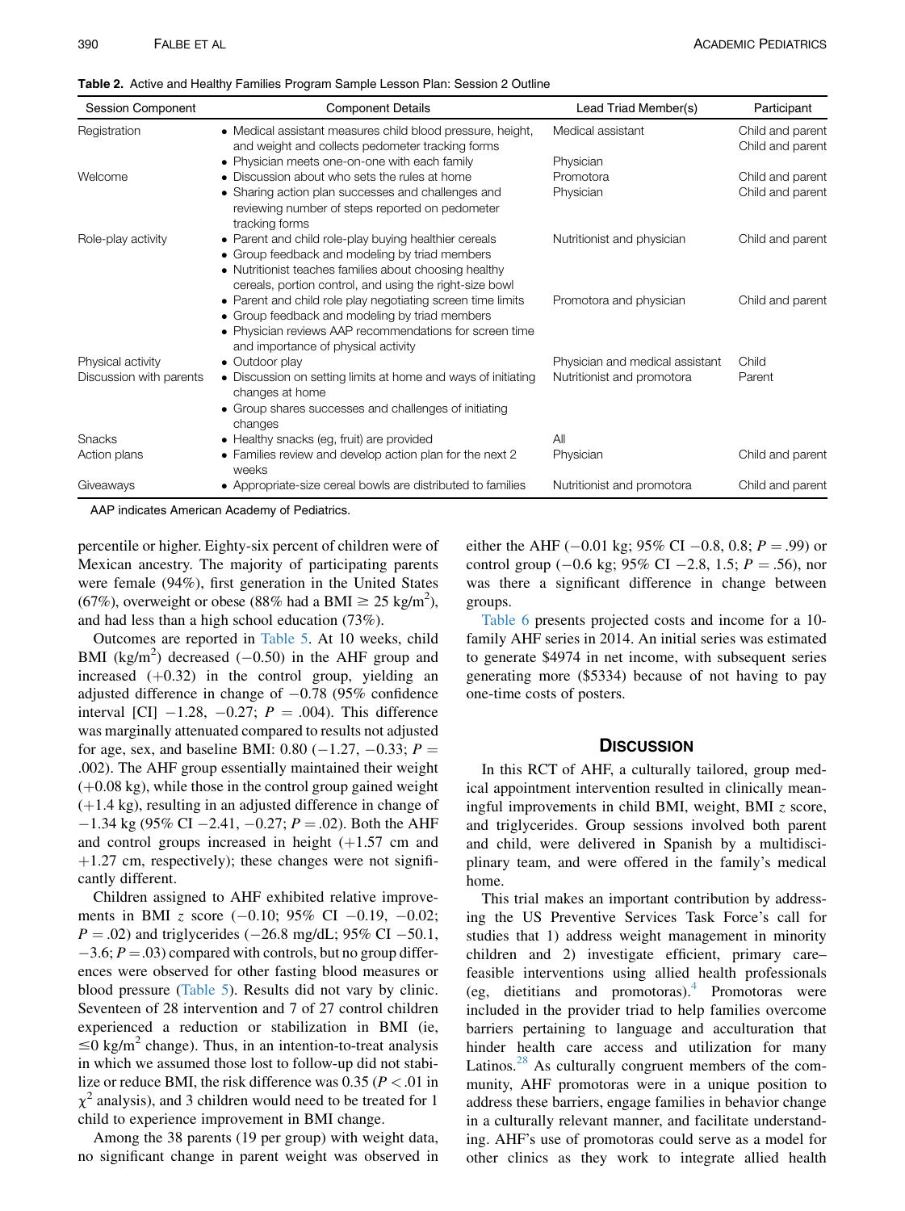**Table 2.** Active and Healthy Families Program Sample Lesson Plan: Session 2 Outline

| Session Component | Component Details | Lead Triad Member(s) | Participant |
|---|---|---|---|
| Registration | • Medical assistant measures child blood pressure, height, and weight and collects pedometer tracking forms | Medical assistant | Child and parent |
| | • Physician meets one-on-one with each family | Physician | Child and parent |
| Welcome | • Discussion about who sets the rules at home | Promotora | Child and parent |
| | • Sharing action plan successes and challenges and reviewing number of steps reported on pedometer tracking forms | Physician | Child and parent |
| Role-play activity | • Parent and child role-play buying healthier cereals<br>• Group feedback and modeling by triad members<br>• Nutritionist teaches families about choosing healthy cereals, portion control, and using the right-size bowl | Nutritionist and physician | Child and parent |
| | • Parent and child role play negotiating screen time limits<br>• Group feedback and modeling by triad members<br>• Physician reviews AAP recommendations for screen time and importance of physical activity | Promotora and physician | Child and parent |
| Physical activity | • Outdoor play | Physician and medical assistant | Child |
| Discussion with parents | • Discussion on setting limits at home and ways of initiating changes at home<br>• Group shares successes and challenges of initiating changes | Nutritionist and promotora | Parent |
| Snacks | • Healthy snacks (eg, fruit) are provided | All | |
| Action plans | • Families review and develop action plan for the next 2 weeks | Physician | Child and parent |
| Giveaways | • Appropriate-size cereal bowls are distributed to families | Nutritionist and promotora | Child and parent |

AAP indicates American Academy of Pediatrics.

percentile or higher. Eighty-six percent of children were of Mexican ancestry. The majority of participating parents were female (94%), first generation in the United States (67%), overweight or obese (88% had a BMI $\geq$ 25 kg/m$^2$), and had less than a high school education (73%).

Outcomes are reported in Table 5. At 10 weeks, child BMI (kg/m$^2$) decreased (−0.50) in the AHF group and increased (+0.32) in the control group, yielding an adjusted difference in change of −0.78 (95% confidence interval [CI] −1.28, −0.27; $P$ = .004). This difference was marginally attenuated compared to results not adjusted for age, sex, and baseline BMI: 0.80 (−1.27, −0.33; $P$ = .002). The AHF group essentially maintained their weight (+0.08 kg), while those in the control group gained weight (+1.4 kg), resulting in an adjusted difference in change of −1.34 kg (95% CI −2.41, −0.27; $P$ = .02). Both the AHF and control groups increased in height (+1.57 cm and +1.27 cm, respectively); these changes were not significantly different.

Children assigned to AHF exhibited relative improvements in BMI $z$ score (−0.10; 95% CI −0.19, −0.02; $P$ = .02) and triglycerides (−26.8 mg/dL; 95% CI −50.1, −3.6; $P$ = .03) compared with controls, but no group differences were observed for other fasting blood measures or blood pressure (Table 5). Results did not vary by clinic. Seventeen of 28 intervention and 7 of 27 control children experienced a reduction or stabilization in BMI (ie, $\leq$0 kg/m$^2$ change). Thus, in an intention-to-treat analysis in which we assumed those lost to follow-up did not stabilize or reduce BMI, the risk difference was 0.35 ($P$ < .01 in $\chi^2$ analysis), and 3 children would need to be treated for 1 child to experience improvement in BMI change.

Among the 38 parents (19 per group) with weight data, no significant change in parent weight was observed in either the AHF (−0.01 kg; 95% CI −0.8, 0.8; $P$ = .99) or control group (−0.6 kg; 95% CI −2.8, 1.5; $P$ = .56), nor was there a significant difference in change between groups.

Table 6 presents projected costs and income for a 10-family AHF series in 2014. An initial series was estimated to generate $4974 in net income, with subsequent series generating more ($5334) because of not having to pay one-time costs of posters.

## Discussion

In this RCT of AHF, a culturally tailored, group medical appointment intervention resulted in clinically meaningful improvements in child BMI, weight, BMI $z$ score, and triglycerides. Group sessions involved both parent and child, were delivered in Spanish by a multidisciplinary team, and were offered in the family's medical home.

This trial makes an important contribution by addressing the US Preventive Services Task Force's call for studies that 1) address weight management in minority children and 2) investigate efficient, primary care–feasible interventions using allied health professionals (eg, dietitians and promotoras).[4] Promotoras were included in the provider triad to help families overcome barriers pertaining to language and acculturation that hinder health care access and utilization for many Latinos.[28] As culturally congruent members of the community, AHF promotoras were in a unique position to address these barriers, engage families in behavior change in a culturally relevant manner, and facilitate understanding. AHF's use of promotoras could serve as a model for other clinics as they work to integrate allied health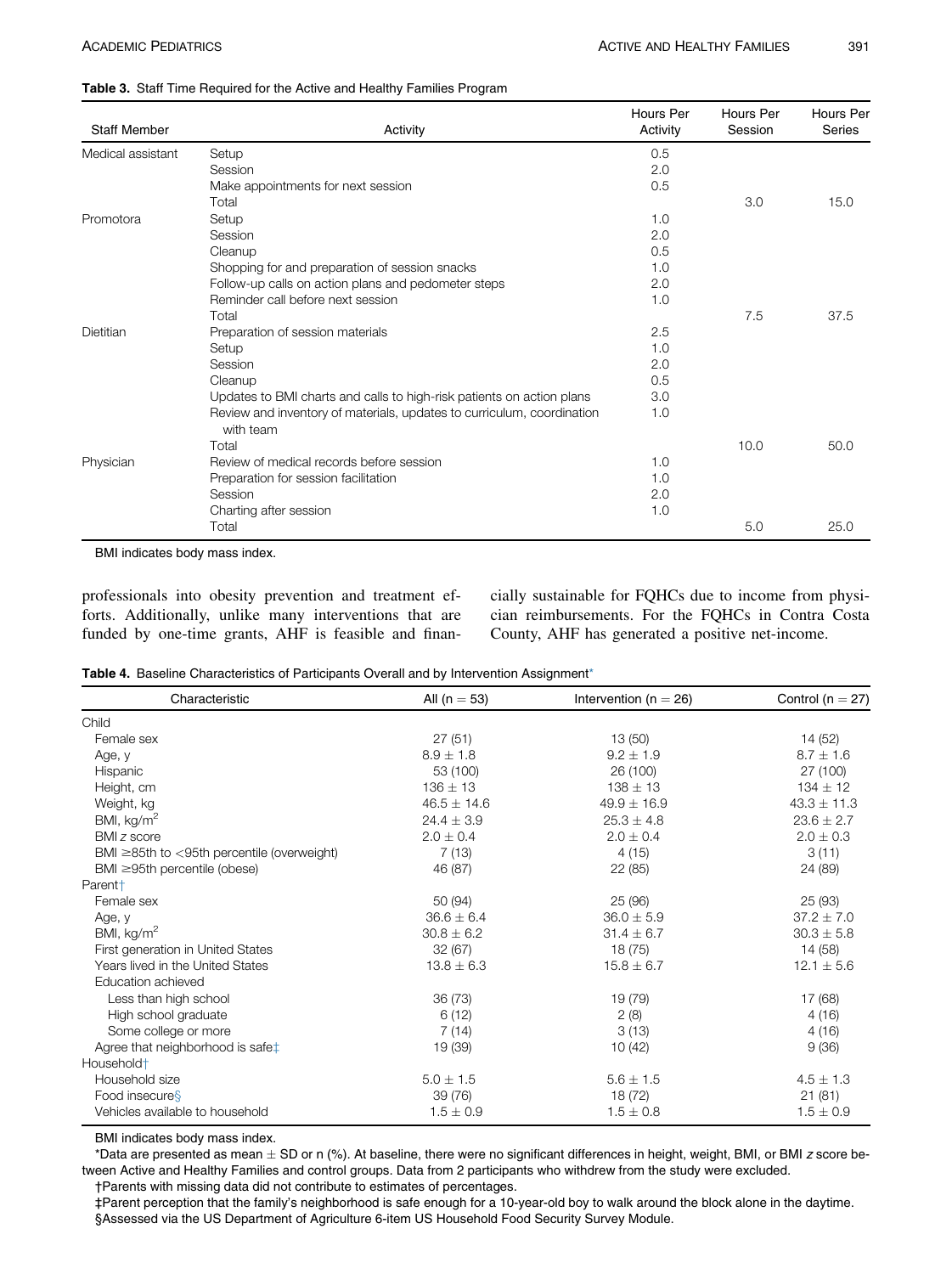**Table 3.** Staff Time Required for the Active and Healthy Families Program

| Staff Member | Activity | Hours Per Activity | Hours Per Session | Hours Per Series |
|---|---|---|---|---|
| Medical assistant | Setup | 0.5 | | |
| | Session | 2.0 | | |
| | Make appointments for next session | 0.5 | | |
| | Total | | 3.0 | 15.0 |
| Promotora | Setup | 1.0 | | |
| | Session | 2.0 | | |
| | Cleanup | 0.5 | | |
| | Shopping for and preparation of session snacks | 1.0 | | |
| | Follow-up calls on action plans and pedometer steps | 2.0 | | |
| | Reminder call before next session | 1.0 | | |
| | Total | | 7.5 | 37.5 |
| Dietitian | Preparation of session materials | 2.5 | | |
| | Setup | 1.0 | | |
| | Session | 2.0 | | |
| | Cleanup | 0.5 | | |
| | Updates to BMI charts and calls to high-risk patients on action plans | 3.0 | | |
| | Review and inventory of materials, updates to curriculum, coordination with team | 1.0 | | |
| | Total | | 10.0 | 50.0 |
| Physician | Review of medical records before session | 1.0 | | |
| | Preparation for session facilitation | 1.0 | | |
| | Session | 2.0 | | |
| | Charting after session | 1.0 | | |
| | Total | | 5.0 | 25.0 |

BMI indicates body mass index.

professionals into obesity prevention and treatment efforts. Additionally, unlike many interventions that are funded by one-time grants, AHF is feasible and financially sustainable for FQHCs due to income from physician reimbursements. For the FQHCs in Contra Costa County, AHF has generated a positive net-income.

**Table 4.** Baseline Characteristics of Participants Overall and by Intervention Assignment*

| Characteristic | All (n = 53) | Intervention (n = 26) | Control (n = 27) |
|---|---|---|---|
| Child | | | |
| Female sex | 27 (51) | 13 (50) | 14 (52) |
| Age, y | 8.9 ± 1.8 | 9.2 ± 1.9 | 8.7 ± 1.6 |
| Hispanic | 53 (100) | 26 (100) | 27 (100) |
| Height, cm | 136 ± 13 | 138 ± 13 | 134 ± 12 |
| Weight, kg | 46.5 ± 14.6 | 49.9 ± 16.9 | 43.3 ± 11.3 |
| BMI, kg/m$^2$ | 24.4 ± 3.9 | 25.3 ± 4.8 | 23.6 ± 2.7 |
| BMI *z* score | 2.0 ± 0.4 | 2.0 ± 0.4 | 2.0 ± 0.3 |
| BMI ≥85th to <95th percentile (overweight) | 7 (13) | 4 (15) | 3 (11) |
| BMI ≥95th percentile (obese) | 46 (87) | 22 (85) | 24 (89) |
| Parent† | | | |
| Female sex | 50 (94) | 25 (96) | 25 (93) |
| Age, y | 36.6 ± 6.4 | 36.0 ± 5.9 | 37.2 ± 7.0 |
| BMI, kg/m$^2$ | 30.8 ± 6.2 | 31.4 ± 6.7 | 30.3 ± 5.8 |
| First generation in United States | 32 (67) | 18 (75) | 14 (58) |
| Years lived in the United States | 13.8 ± 6.3 | 15.8 ± 6.7 | 12.1 ± 5.6 |
| Education achieved | | | |
| Less than high school | 36 (73) | 19 (79) | 17 (68) |
| High school graduate | 6 (12) | 2 (8) | 4 (16) |
| Some college or more | 7 (14) | 3 (13) | 4 (16) |
| Agree that neighborhood is safe‡ | 19 (39) | 10 (42) | 9 (36) |
| Household† | | | |
| Household size | 5.0 ± 1.5 | 5.6 ± 1.5 | 4.5 ± 1.3 |
| Food insecure§ | 39 (76) | 18 (72) | 21 (81) |
| Vehicles available to household | 1.5 ± 0.9 | 1.5 ± 0.8 | 1.5 ± 0.9 |

BMI indicates body mass index.

*Data are presented as mean ± SD or n (%). At baseline, there were no significant differences in height, weight, BMI, or BMI *z* score between Active and Healthy Families and control groups. Data from 2 participants who withdrew from the study were excluded.

†Parents with missing data did not contribute to estimates of percentages.

‡Parent perception that the family's neighborhood is safe enough for a 10-year-old boy to walk around the block alone in the daytime.

§Assessed via the US Department of Agriculture 6-item US Household Food Security Survey Module.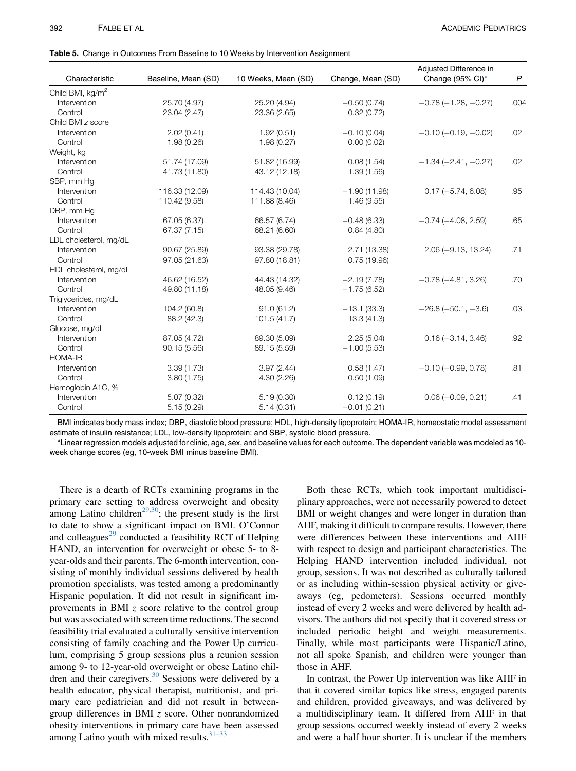**Table 5.** Change in Outcomes From Baseline to 10 Weeks by Intervention Assignment

| Characteristic | Baseline, Mean (SD) | 10 Weeks, Mean (SD) | Change, Mean (SD) | Adjusted Difference in Change (95% CI)* | $P$ |
|---|---|---|---|---|---|
| Child BMI, kg/m$^2$ | | | | | |
| Intervention | 25.70 (4.97) | 25.20 (4.94) | −0.50 (0.74) | −0.78 (−1.28, −0.27) | .004 |
| Control | 23.04 (2.47) | 23.36 (2.65) | 0.32 (0.72) | | |
| Child BMI $z$ score | | | | | |
| Intervention | 2.02 (0.41) | 1.92 (0.51) | −0.10 (0.04) | −0.10 (−0.19, −0.02) | .02 |
| Control | 1.98 (0.26) | 1.98 (0.27) | 0.00 (0.02) | | |
| Weight, kg | | | | | |
| Intervention | 51.74 (17.09) | 51.82 (16.99) | 0.08 (1.54) | −1.34 (−2.41, −0.27) | .02 |
| Control | 41.73 (11.80) | 43.12 (12.18) | 1.39 (1.56) | | |
| SBP, mm Hg | | | | | |
| Intervention | 116.33 (12.09) | 114.43 (10.04) | −1.90 (11.98) | 0.17 (−5.74, 6.08) | .95 |
| Control | 110.42 (9.58) | 111.88 (8.46) | 1.46 (9.55) | | |
| DBP, mm Hg | | | | | |
| Intervention | 67.05 (6.37) | 66.57 (6.74) | −0.48 (6.33) | −0.74 (−4.08, 2.59) | .65 |
| Control | 67.37 (7.15) | 68.21 (6.60) | 0.84 (4.80) | | |
| LDL cholesterol, mg/dL | | | | | |
| Intervention | 90.67 (25.89) | 93.38 (29.78) | 2.71 (13.38) | 2.06 (−9.13, 13.24) | .71 |
| Control | 97.05 (21.63) | 97.80 (18.81) | 0.75 (19.96) | | |
| HDL cholesterol, mg/dL | | | | | |
| Intervention | 46.62 (16.52) | 44.43 (14.32) | −2.19 (7.78) | −0.78 (−4.81, 3.26) | .70 |
| Control | 49.80 (11.18) | 48.05 (9.46) | −1.75 (6.52) | | |
| Triglycerides, mg/dL | | | | | |
| Intervention | 104.2 (60.8) | 91.0 (61.2) | −13.1 (33.3) | −26.8 (−50.1, −3.6) | .03 |
| Control | 88.2 (42.3) | 101.5 (41.7) | 13.3 (41.3) | | |
| Glucose, mg/dL | | | | | |
| Intervention | 87.05 (4.72) | 89.30 (5.09) | 2.25 (5.04) | 0.16 (−3.14, 3.46) | .92 |
| Control | 90.15 (5.56) | 89.15 (5.59) | −1.00 (5.53) | | |
| HOMA-IR | | | | | |
| Intervention | 3.39 (1.73) | 3.97 (2.44) | 0.58 (1.47) | −0.10 (−0.99, 0.78) | .81 |
| Control | 3.80 (1.75) | 4.30 (2.26) | 0.50 (1.09) | | |
| Hemoglobin A1C, % | | | | | |
| Intervention | 5.07 (0.32) | 5.19 (0.30) | 0.12 (0.19) | 0.06 (−0.09, 0.21) | .41 |
| Control | 5.15 (0.29) | 5.14 (0.31) | −0.01 (0.21) | | |

BMI indicates body mass index; DBP, diastolic blood pressure; HDL, high-density lipoprotein; HOMA-IR, homeostatic model assessment estimate of insulin resistance; LDL, low-density lipoprotein; and SBP, systolic blood pressure.

*Linear regression models adjusted for clinic, age, sex, and baseline values for each outcome. The dependent variable was modeled as 10-week change scores (eg, 10-week BMI minus baseline BMI).

There is a dearth of RCTs examining programs in the primary care setting to address overweight and obesity among Latino children[29,30]; the present study is the first to date to show a significant impact on BMI. O'Connor and colleagues[29] conducted a feasibility RCT of Helping HAND, an intervention for overweight or obese 5- to 8-year-olds and their parents. The 6-month intervention, consisting of monthly individual sessions delivered by health promotion specialists, was tested among a predominantly Hispanic population. It did not result in significant improvements in BMI $z$ score relative to the control group but was associated with screen time reductions. The second feasibility trial evaluated a culturally sensitive intervention consisting of family coaching and the Power Up curriculum, comprising 5 group sessions plus a reunion session among 9- to 12-year-old overweight or obese Latino children and their caregivers.[30] Sessions were delivered by a health educator, physical therapist, nutritionist, and primary care pediatrician and did not result in between-group differences in BMI $z$ score. Other nonrandomized obesity interventions in primary care have been assessed among Latino youth with mixed results.[31–33]

Both these RCTs, which took important multidisciplinary approaches, were not necessarily powered to detect BMI or weight changes and were longer in duration than AHF, making it difficult to compare results. However, there were differences between these interventions and AHF with respect to design and participant characteristics. The Helping HAND intervention included individual, not group, sessions. It was not described as culturally tailored or as including within-session physical activity or giveaways (eg, pedometers). Sessions occurred monthly instead of every 2 weeks and were delivered by health advisors. The authors did not specify that it covered stress or included periodic height and weight measurements. Finally, while most participants were Hispanic/Latino, not all spoke Spanish, and children were younger than those in AHF.

In contrast, the Power Up intervention was like AHF in that it covered similar topics like stress, engaged parents and children, provided giveaways, and was delivered by a multidisciplinary team. It differed from AHF in that group sessions occurred weekly instead of every 2 weeks and were a half hour shorter. It is unclear if the members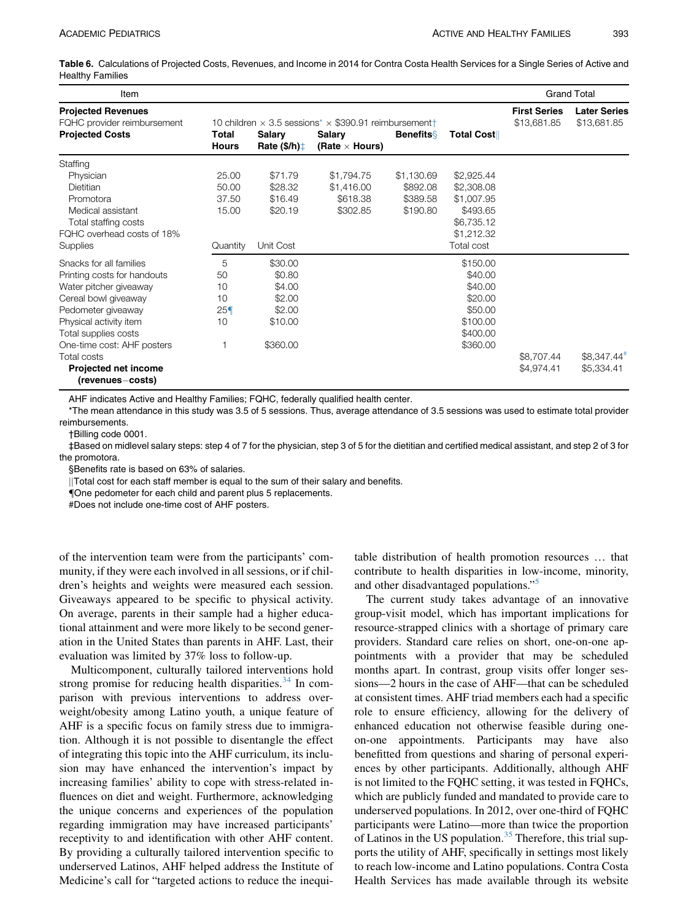**Table 6.** Calculations of Projected Costs, Revenues, and Income in 2014 for Contra Costa Health Services for a Single Series of Active and Healthy Families

| Item | | | | | | Grand Total | |
|---|---|---|---|---|---|---|---|
| **Projected Revenues** | | | | | | **First Series** | **Later Series** |
| FQHC provider reimbursement | 10 children × 3.5 sessions* × \$390.91 reimbursement† | | | | | \$13,681.85 | \$13,681.85 |
| **Projected Costs** | **Total Hours** | **Salary Rate (\$/h)‡** | **Salary (Rate × Hours)** | **Benefits§** | **Total Cost‖** | | |
| Staffing | | | | | | | |
| Physician | 25.00 | \$71.79 | \$1,794.75 | \$1,130.69 | \$2,925.44 | | |
| Dietitian | 50.00 | \$28.32 | \$1,416.00 | \$892.08 | \$2,308.08 | | |
| Promotora | 37.50 | \$16.49 | \$618.38 | \$389.58 | \$1,007.95 | | |
| Medical assistant | 15.00 | \$20.19 | \$302.85 | \$190.80 | \$493.65 | | |
| Total staffing costs | | | | | \$6,735.12 | | |
| FQHC overhead costs of 18% | | | | | \$1,212.32 | | |
| Supplies | Quantity | Unit Cost | | | Total cost | | |
| Snacks for all families | 5 | \$30.00 | | | \$150.00 | | |
| Printing costs for handouts | 50 | \$0.80 | | | \$40.00 | | |
| Water pitcher giveaway | 10 | \$4.00 | | | \$40.00 | | |
| Cereal bowl giveaway | 10 | \$2.00 | | | \$20.00 | | |
| Pedometer giveaway | 25¶ | \$2.00 | | | \$50.00 | | |
| Physical activity item | 10 | \$10.00 | | | \$100.00 | | |
| Total supplies costs | | | | | \$400.00 | | |
| One-time cost: AHF posters | 1 | \$360.00 | | | \$360.00 | | |
| Total costs | | | | | | \$8,707.44 | \$8,347.44# |
| **Projected net income (revenues−costs)** | | | | | | \$4,974.41 | \$5,334.41 |

AHF indicates Active and Healthy Families; FQHC, federally qualified health center.

*The mean attendance in this study was 3.5 of 5 sessions. Thus, average attendance of 3.5 sessions was used to estimate total provider reimbursements.

†Billing code 0001.

‡Based on midlevel salary steps: step 4 of 7 for the physician, step 3 of 5 for the dietitian and certified medical assistant, and step 2 of 3 for the promotora.

§Benefits rate is based on 63% of salaries.

‖Total cost for each staff member is equal to the sum of their salary and benefits.

¶One pedometer for each child and parent plus 5 replacements.

#Does not include one-time cost of AHF posters.

of the intervention team were from the participants' community, if they were each involved in all sessions, or if children's heights and weights were measured each session. Giveaways appeared to be specific to physical activity. On average, parents in their sample had a higher educational attainment and were more likely to be second generation in the United States than parents in AHF. Last, their evaluation was limited by 37% loss to follow-up.

Multicomponent, culturally tailored interventions hold strong promise for reducing health disparities.[34] In comparison with previous interventions to address overweight/obesity among Latino youth, a unique feature of AHF is a specific focus on family stress due to immigration. Although it is not possible to disentangle the effect of integrating this topic into the AHF curriculum, its inclusion may have enhanced the intervention's impact by increasing families' ability to cope with stress-related influences on diet and weight. Furthermore, acknowledging the unique concerns and experiences of the population regarding immigration may have increased participants' receptivity to and identification with other AHF content. By providing a culturally tailored intervention specific to underserved Latinos, AHF helped address the Institute of Medicine's call for "targeted actions to reduce the inequitable distribution of health promotion resources … that contribute to health disparities in low-income, minority, and other disadvantaged populations."[5]

The current study takes advantage of an innovative group-visit model, which has important implications for resource-strapped clinics with a shortage of primary care providers. Standard care relies on short, one-on-one appointments with a provider that may be scheduled months apart. In contrast, group visits offer longer sessions—2 hours in the case of AHF—that can be scheduled at consistent times. AHF triad members each had a specific role to ensure efficiency, allowing for the delivery of enhanced education not otherwise feasible during one-on-one appointments. Participants may have also benefitted from questions and sharing of personal experiences by other participants. Additionally, although AHF is not limited to the FQHC setting, it was tested in FQHCs, which are publicly funded and mandated to provide care to underserved populations. In 2012, over one-third of FQHC participants were Latino—more than twice the proportion of Latinos in the US population.[35] Therefore, this trial supports the utility of AHF, specifically in settings most likely to reach low-income and Latino populations. Contra Costa Health Services has made available through its website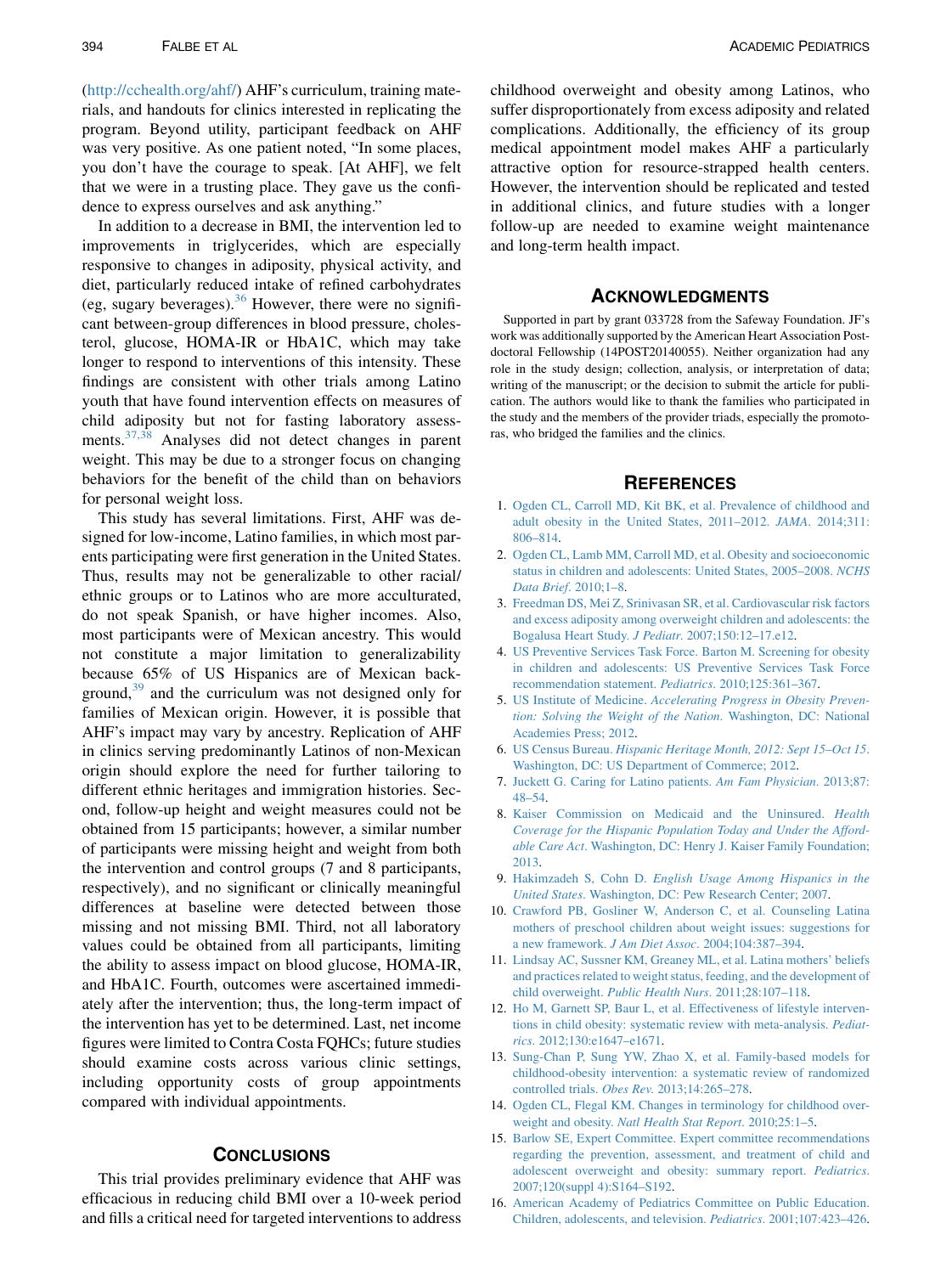(http://cchealth.org/ahf/) AHF's curriculum, training materials, and handouts for clinics interested in replicating the program. Beyond utility, participant feedback on AHF was very positive. As one patient noted, "In some places, you don't have the courage to speak. [At AHF], we felt that we were in a trusting place. They gave us the confidence to express ourselves and ask anything."

In addition to a decrease in BMI, the intervention led to improvements in triglycerides, which are especially responsive to changes in adiposity, physical activity, and diet, particularly reduced intake of refined carbohydrates (eg, sugary beverages).[36] However, there were no significant between-group differences in blood pressure, cholesterol, glucose, HOMA-IR or HbA1C, which may take longer to respond to interventions of this intensity. These findings are consistent with other trials among Latino youth that have found intervention effects on measures of child adiposity but not for fasting laboratory assessments.[37,38] Analyses did not detect changes in parent weight. This may be due to a stronger focus on changing behaviors for the benefit of the child than on behaviors for personal weight loss.

This study has several limitations. First, AHF was designed for low-income, Latino families, in which most parents participating were first generation in the United States. Thus, results may not be generalizable to other racial/ethnic groups or to Latinos who are more acculturated, do not speak Spanish, or have higher incomes. Also, most participants were of Mexican ancestry. This would not constitute a major limitation to generalizability because 65% of US Hispanics are of Mexican background,[39] and the curriculum was not designed only for families of Mexican origin. However, it is possible that AHF's impact may vary by ancestry. Replication of AHF in clinics serving predominantly Latinos of non-Mexican origin should explore the need for further tailoring to different ethnic heritages and immigration histories. Second, follow-up height and weight measures could not be obtained from 15 participants; however, a similar number of participants were missing height and weight from both the intervention and control groups (7 and 8 participants, respectively), and no significant or clinically meaningful differences at baseline were detected between those missing and not missing BMI. Third, not all laboratory values could be obtained from all participants, limiting the ability to assess impact on blood glucose, HOMA-IR, and HbA1C. Fourth, outcomes were ascertained immediately after the intervention; thus, the long-term impact of the intervention has yet to be determined. Last, net income figures were limited to Contra Costa FQHCs; future studies should examine costs across various clinic settings, including opportunity costs of group appointments compared with individual appointments.

## Conclusions

This trial provides preliminary evidence that AHF was efficacious in reducing child BMI over a 10-week period and fills a critical need for targeted interventions to address childhood overweight and obesity among Latinos, who suffer disproportionately from excess adiposity and related complications. Additionally, the efficiency of its group medical appointment model makes AHF a particularly attractive option for resource-strapped health centers. However, the intervention should be replicated and tested in additional clinics, and future studies with a longer follow-up are needed to examine weight maintenance and long-term health impact.

## Acknowledgments

Supported in part by grant 033728 from the Safeway Foundation. JF's work was additionally supported by the American Heart Association Postdoctoral Fellowship (14POST20140055). Neither organization had any role in the study design; collection, analysis, or interpretation of data; writing of the manuscript; or the decision to submit the article for publication. The authors would like to thank the families who participated in the study and the members of the provider triads, especially the promotoras, who bridged the families and the clinics.

## References

1. Ogden CL, Carroll MD, Kit BK, et al. Prevalence of childhood and adult obesity in the United States, 2011–2012. *JAMA*. 2014;311:806–814.
2. Ogden CL, Lamb MM, Carroll MD, et al. Obesity and socioeconomic status in children and adolescents: United States, 2005–2008. *NCHS Data Brief*. 2010;1–8.
3. Freedman DS, Mei Z, Srinivasan SR, et al. Cardiovascular risk factors and excess adiposity among overweight children and adolescents: the Bogalusa Heart Study. *J Pediatr*. 2007;150:12–17.e12.
4. US Preventive Services Task Force. Barton M. Screening for obesity in children and adolescents: US Preventive Services Task Force recommendation statement. *Pediatrics*. 2010;125:361–367.
5. US Institute of Medicine. *Accelerating Progress in Obesity Prevention: Solving the Weight of the Nation*. Washington, DC: National Academies Press; 2012.
6. US Census Bureau. *Hispanic Heritage Month, 2012: Sept 15–Oct 15*. Washington, DC: US Department of Commerce; 2012.
7. Juckett G. Caring for Latino patients. *Am Fam Physician*. 2013;87:48–54.
8. Kaiser Commission on Medicaid and the Uninsured. *Health Coverage for the Hispanic Population Today and Under the Affordable Care Act*. Washington, DC: Henry J. Kaiser Family Foundation; 2013.
9. Hakimzadeh S, Cohn D. *English Usage Among Hispanics in the United States*. Washington, DC: Pew Research Center; 2007.
10. Crawford PB, Gosliner W, Anderson C, et al. Counseling Latina mothers of preschool children about weight issues: suggestions for a new framework. *J Am Diet Assoc*. 2004;104:387–394.
11. Lindsay AC, Sussner KM, Greaney ML, et al. Latina mothers' beliefs and practices related to weight status, feeding, and the development of child overweight. *Public Health Nurs*. 2011;28:107–118.
12. Ho M, Garnett SP, Baur L, et al. Effectiveness of lifestyle interventions in child obesity: systematic review with meta-analysis. *Pediatrics*. 2012;130:e1647–e1671.
13. Sung-Chan P, Sung YW, Zhao X, et al. Family-based models for childhood-obesity intervention: a systematic review of randomized controlled trials. *Obes Rev*. 2013;14:265–278.
14. Ogden CL, Flegal KM. Changes in terminology for childhood overweight and obesity. *Natl Health Stat Report*. 2010;25:1–5.
15. Barlow SE, Expert Committee. Expert committee recommendations regarding the prevention, assessment, and treatment of child and adolescent overweight and obesity: summary report. *Pediatrics*. 2007;120(suppl 4):S164–S192.
16. American Academy of Pediatrics Committee on Public Education. Children, adolescents, and television. *Pediatrics*. 2001;107:423–426.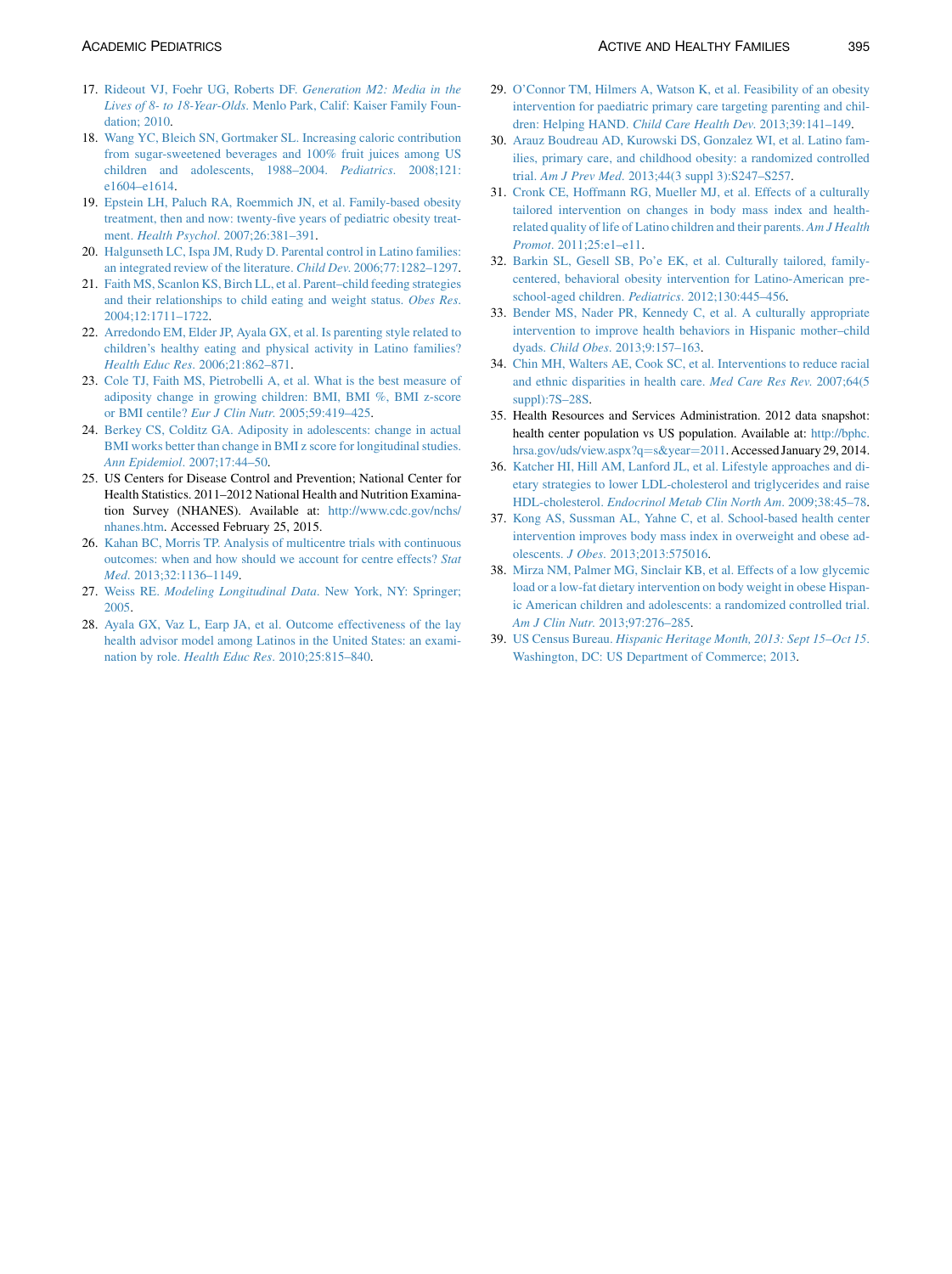17. Rideout VJ, Foehr UG, Roberts DF. *Generation M2: Media in the Lives of 8- to 18-Year-Olds*. Menlo Park, Calif: Kaiser Family Foundation; 2010.
18. Wang YC, Bleich SN, Gortmaker SL. Increasing caloric contribution from sugar-sweetened beverages and 100% fruit juices among US children and adolescents, 1988–2004. *Pediatrics*. 2008;121: e1604–e1614.
19. Epstein LH, Paluch RA, Roemmich JN, et al. Family-based obesity treatment, then and now: twenty-five years of pediatric obesity treatment. *Health Psychol*. 2007;26:381–391.
20. Halgunseth LC, Ispa JM, Rudy D. Parental control in Latino families: an integrated review of the literature. *Child Dev*. 2006;77:1282–1297.
21. Faith MS, Scanlon KS, Birch LL, et al. Parent–child feeding strategies and their relationships to child eating and weight status. *Obes Res*. 2004;12:1711–1722.
22. Arredondo EM, Elder JP, Ayala GX, et al. Is parenting style related to children's healthy eating and physical activity in Latino families? *Health Educ Res*. 2006;21:862–871.
23. Cole TJ, Faith MS, Pietrobelli A, et al. What is the best measure of adiposity change in growing children: BMI, BMI %, BMI z-score or BMI centile? *Eur J Clin Nutr*. 2005;59:419–425.
24. Berkey CS, Colditz GA. Adiposity in adolescents: change in actual BMI works better than change in BMI z score for longitudinal studies. *Ann Epidemiol*. 2007;17:44–50.
25. US Centers for Disease Control and Prevention; National Center for Health Statistics. 2011–2012 National Health and Nutrition Examination Survey (NHANES). Available at: http://www.cdc.gov/nchs/nhanes.htm. Accessed February 25, 2015.
26. Kahan BC, Morris TP. Analysis of multicentre trials with continuous outcomes: when and how should we account for centre effects? *Stat Med*. 2013;32:1136–1149.
27. Weiss RE. *Modeling Longitudinal Data*. New York, NY: Springer; 2005.
28. Ayala GX, Vaz L, Earp JA, et al. Outcome effectiveness of the lay health advisor model among Latinos in the United States: an examination by role. *Health Educ Res*. 2010;25:815–840.
29. O'Connor TM, Hilmers A, Watson K, et al. Feasibility of an obesity intervention for paediatric primary care targeting parenting and children: Helping HAND. *Child Care Health Dev*. 2013;39:141–149.
30. Arauz Boudreau AD, Kurowski DS, Gonzalez WI, et al. Latino families, primary care, and childhood obesity: a randomized controlled trial. *Am J Prev Med*. 2013;44(3 suppl 3):S247–S257.
31. Cronk CE, Hoffmann RG, Mueller MJ, et al. Effects of a culturally tailored intervention on changes in body mass index and health-related quality of life of Latino children and their parents. *Am J Health Promot*. 2011;25:e1–e11.
32. Barkin SL, Gesell SB, Po'e EK, et al. Culturally tailored, family-centered, behavioral obesity intervention for Latino-American preschool-aged children. *Pediatrics*. 2012;130:445–456.
33. Bender MS, Nader PR, Kennedy C, et al. A culturally appropriate intervention to improve health behaviors in Hispanic mother–child dyads. *Child Obes*. 2013;9:157–163.
34. Chin MH, Walters AE, Cook SC, et al. Interventions to reduce racial and ethnic disparities in health care. *Med Care Res Rev*. 2007;64(5 suppl):7S–28S.
35. Health Resources and Services Administration. 2012 data snapshot: health center population vs US population. Available at: http://bphc.hrsa.gov/uds/view.aspx?q=s&year=2011. Accessed January 29, 2014.
36. Katcher HI, Hill AM, Lanford JL, et al. Lifestyle approaches and dietary strategies to lower LDL-cholesterol and triglycerides and raise HDL-cholesterol. *Endocrinol Metab Clin North Am*. 2009;38:45–78.
37. Kong AS, Sussman AL, Yahne C, et al. School-based health center intervention improves body mass index in overweight and obese adolescents. *J Obes*. 2013;2013:575016.
38. Mirza NM, Palmer MG, Sinclair KB, et al. Effects of a low glycemic load or a low-fat dietary intervention on body weight in obese Hispanic American children and adolescents: a randomized controlled trial. *Am J Clin Nutr*. 2013;97:276–285.
39. US Census Bureau. *Hispanic Heritage Month, 2013: Sept 15–Oct 15*. Washington, DC: US Department of Commerce; 2013.